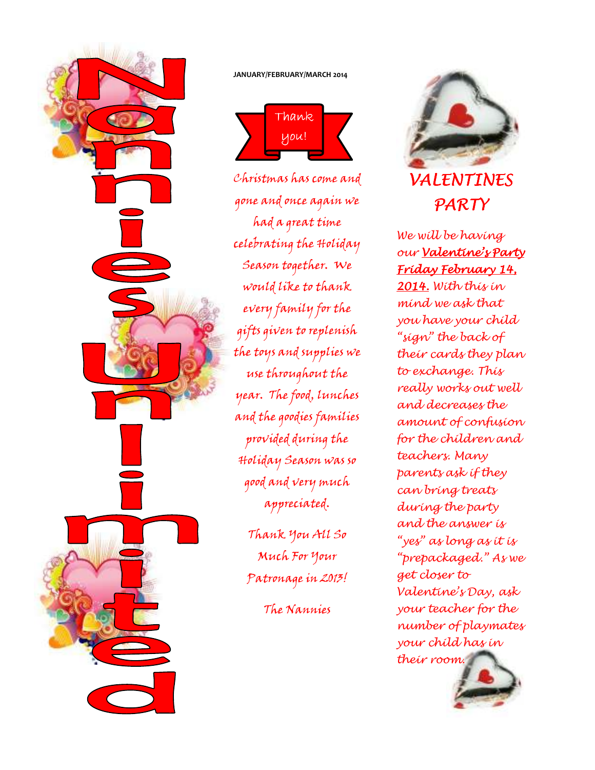# Nannies Unlimited

**JANUARY/FEBRUARY/MARCH 2014**

## Thank you!

*Christmas has come and gone and once again we had a great time celebrating the Holiday Season together. We would like to thank every family for the gifts given to replenish the toys and supplies we use throughout the year. The food, lunches and the goodies families provided during the Holiday Season was so good and very much appreciated.*

*Thank You All So Much For Your Patronage in 2013!*

*The Nannies*

## VALENTINES PARTY

*We will be having our* ***Valentine's Party Friday February 14, 2014.*** *With this in mind we ask that you have your child "sign" the back of their cards they plan to exchange. This really works out well and decreases the amount of confusion for the children and teachers. Many parents ask if they can bring treats during the party and the answer is "yes" as long as it is "prepackaged." As we get closer to Valentine's Day, ask your teacher for the number of playmates your child has in their room.*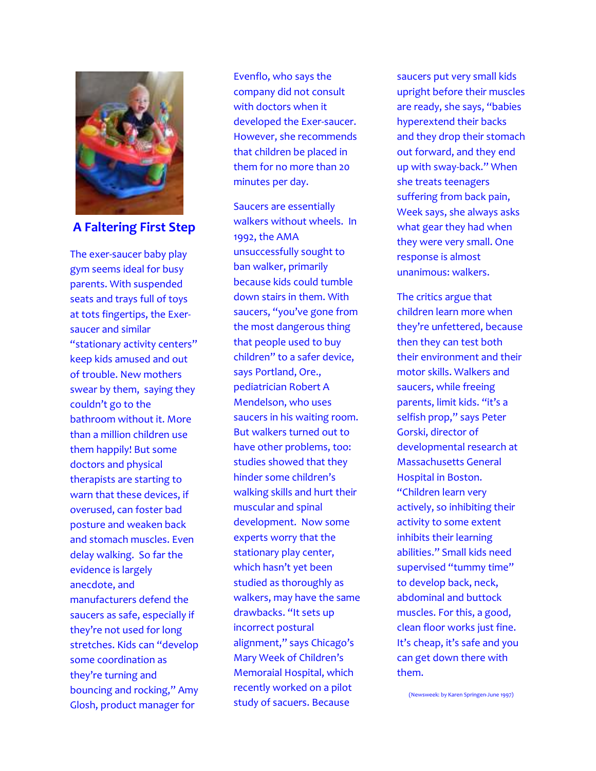## A Faltering First Step

The exer-saucer baby play gym seems ideal for busy parents. With suspended seats and trays full of toys at tots fingertips, the Exer-saucer and similar "stationary activity centers" keep kids amused and out of trouble. New mothers swear by them, saying they couldn't go to the bathroom without it. More than a million children use them happily! But some doctors and physical therapists are starting to warn that these devices, if overused, can foster bad posture and weaken back and stomach muscles. Even delay walking. So far the evidence is largely anecdote, and manufacturers defend the saucers as safe, especially if they're not used for long stretches. Kids can "develop some coordination as they're turning and bouncing and rocking," Amy Glosh, product manager for Evenflo, who says the company did not consult with doctors when it developed the Exer-saucer. However, she recommends that children be placed in them for no more than 20 minutes per day.

Saucers are essentially walkers without wheels. In 1992, the AMA unsuccessfully sought to ban walker, primarily because kids could tumble down stairs in them. With saucers, "you've gone from the most dangerous thing that people used to buy children" to a safer device, says Portland, Ore., pediatrician Robert A Mendelson, who uses saucers in his waiting room. But walkers turned out to have other problems, too: studies showed that they hinder some children's walking skills and hurt their muscular and spinal development. Now some experts worry that the stationary play center, which hasn't yet been studied as thoroughly as walkers, may have the same drawbacks. "It sets up incorrect postural alignment," says Chicago's Mary Week of Children's Memoraial Hospital, which recently worked on a pilot study of sacuers. Because saucers put very small kids upright before their muscles are ready, she says, "babies hyperextend their backs and they drop their stomach out forward, and they end up with sway-back." When she treats teenagers suffering from back pain, Week says, she always asks what gear they had when they were very small. One response is almost unanimous: walkers.

The critics argue that children learn more when they're unfettered, because then they can test both their environment and their motor skills. Walkers and saucers, while freeing parents, limit kids. "it's a selfish prop," says Peter Gorski, director of developmental research at Massachusetts General Hospital in Boston. "Children learn very actively, so inhibiting their activity to some extent inhibits their learning abilities." Small kids need supervised "tummy time" to develop back, neck, abdominal and buttock muscles. For this, a good, clean floor works just fine. It's cheap, it's safe and you can get down there with them.

(Newsweek: by Karen Springen-June 1997)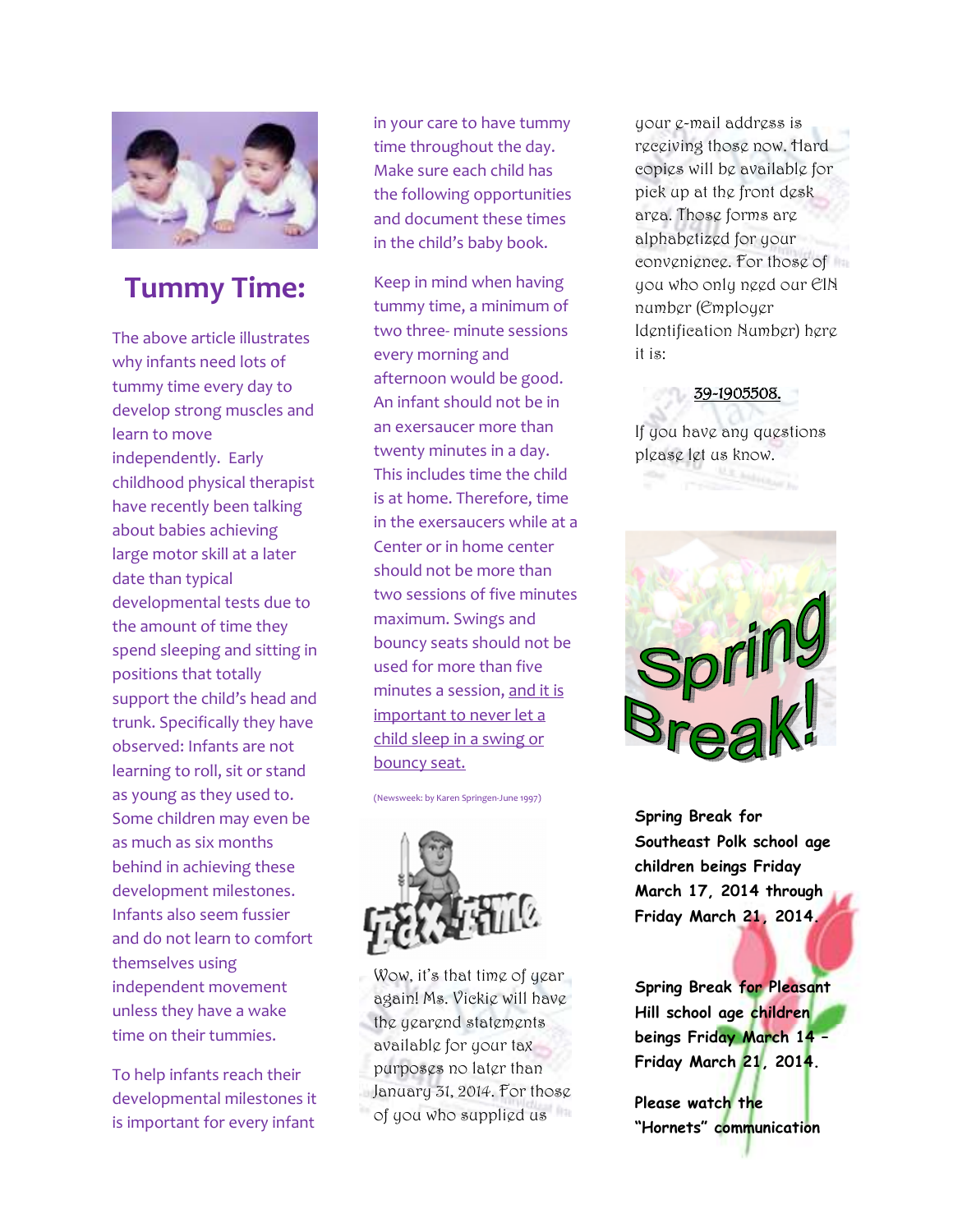## Tummy Time:

The above article illustrates why infants need lots of tummy time every day to develop strong muscles and learn to move independently. Early childhood physical therapist have recently been talking about babies achieving large motor skill at a later date than typical developmental tests due to the amount of time they spend sleeping and sitting in positions that totally support the child's head and trunk. Specifically they have observed: Infants are not learning to roll, sit or stand as young as they used to. Some children may even be as much as six months behind in achieving these development milestones. Infants also seem fussier and do not learn to comfort themselves using independent movement unless they have a wake time on their tummies.

To help infants reach their developmental milestones it is important for every infant in your care to have tummy time throughout the day. Make sure each child has the following opportunities and document these times in the child's baby book.

Keep in mind when having tummy time, a minimum of two three- minute sessions every morning and afternoon would be good. An infant should not be in an exersaucer more than twenty minutes in a day. This includes time the child is at home. Therefore, time in the exersaucers while at a Center or in home center should not be more than two sessions of five minutes maximum. Swings and bouncy seats should not be used for more than five minutes a session, <u>and it is important to never let a child sleep in a swing or bouncy seat.</u>

(Newsweek: by Karen Springen-June 1997)

## Tax Time

Wow, it's that time of year again! Ms. Vickie will have the yearend statements available for your tax purposes no later than January 31, 2014. For those of you who supplied us your e-mail address is receiving those now. Hard copies will be available for pick up at the front desk area. Those forms are alphabetized for your convenience. For those of you who only need our EIN number (Employer Identification Number) here it is:

<u>39-1905508.</u>

If you have any questions please let us know.

## Spring Break!

**Spring Break for Southeast Polk school age children beings Friday March 17, 2014 through Friday March 21, 2014.**

**Spring Break for Pleasant Hill school age children beings Friday March 14 – Friday March 21, 2014.**

**Please watch the "Hornets" communication**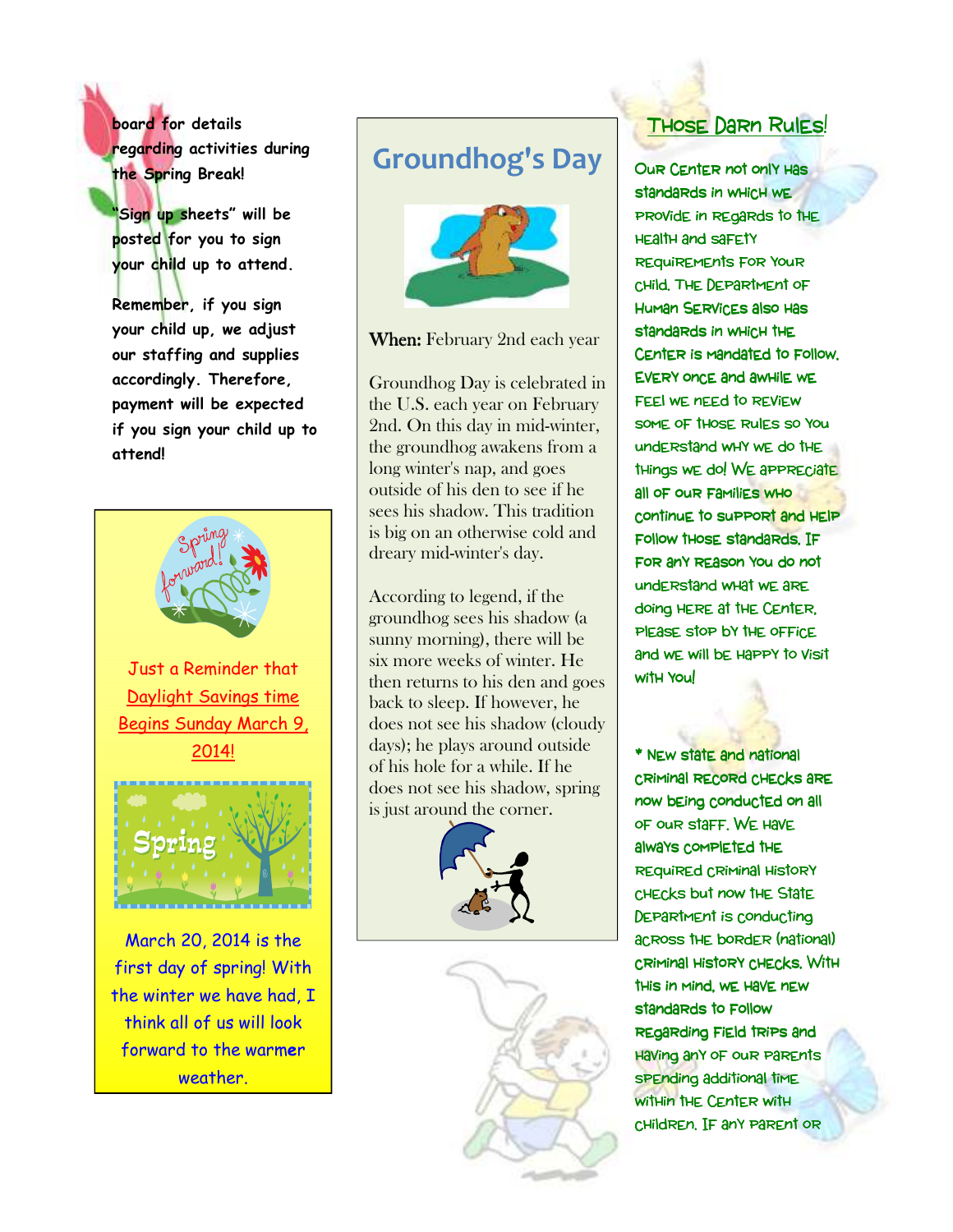board for details regarding activities during the Spring Break!

"Sign up sheets" will be posted for you to sign your child up to attend.

Remember, if you sign your child up, we adjust our staffing and supplies accordingly. Therefore, payment will be expected if you sign your child up to attend!

Just a Reminder that Daylight Savings time Begins Sunday March 9, 2014!

March 20, 2014 is the first day of spring! With the winter we have had, I think all of us will look forward to the warmer weather.

## Groundhog's Day

**When:** February 2nd each year

Groundhog Day is celebrated in the U.S. each year on February 2nd. On this day in mid-winter, the groundhog awakens from a long winter's nap, and goes outside of his den to see if he sees his shadow. This tradition is big on an otherwise cold and dreary mid-winter's day.

According to legend, if the groundhog sees his shadow (a sunny morning), there will be six more weeks of winter. He then returns to his den and goes back to sleep. If however, he does not see his shadow (cloudy days); he plays around outside of his hole for a while. If he does not see his shadow, spring is just around the corner.

## Those Darn Rules!

Our Center not only has standards in which we provide in regards to the health and safety requirements for your child. The Department of Human Services also has standards in which the Center is mandated to follow. Every once and awhile we feel we need to review some of those rules so you understand why we do the things we do! We appreciate all of our families who continue to support and help follow those standards. If for any reason you do not understand what we are doing here at the Center, please stop by the office and we will be happy to visit with you!

* New state and national criminal record checks are now being conducted on all of our staff. We have always completed the required criminal history checks but now the State Department is conducting across the border (national) criminal history checks. With this in mind, we have new standards to follow regarding field trips and having any of our parents spending additional time within the Center with children. If any parent or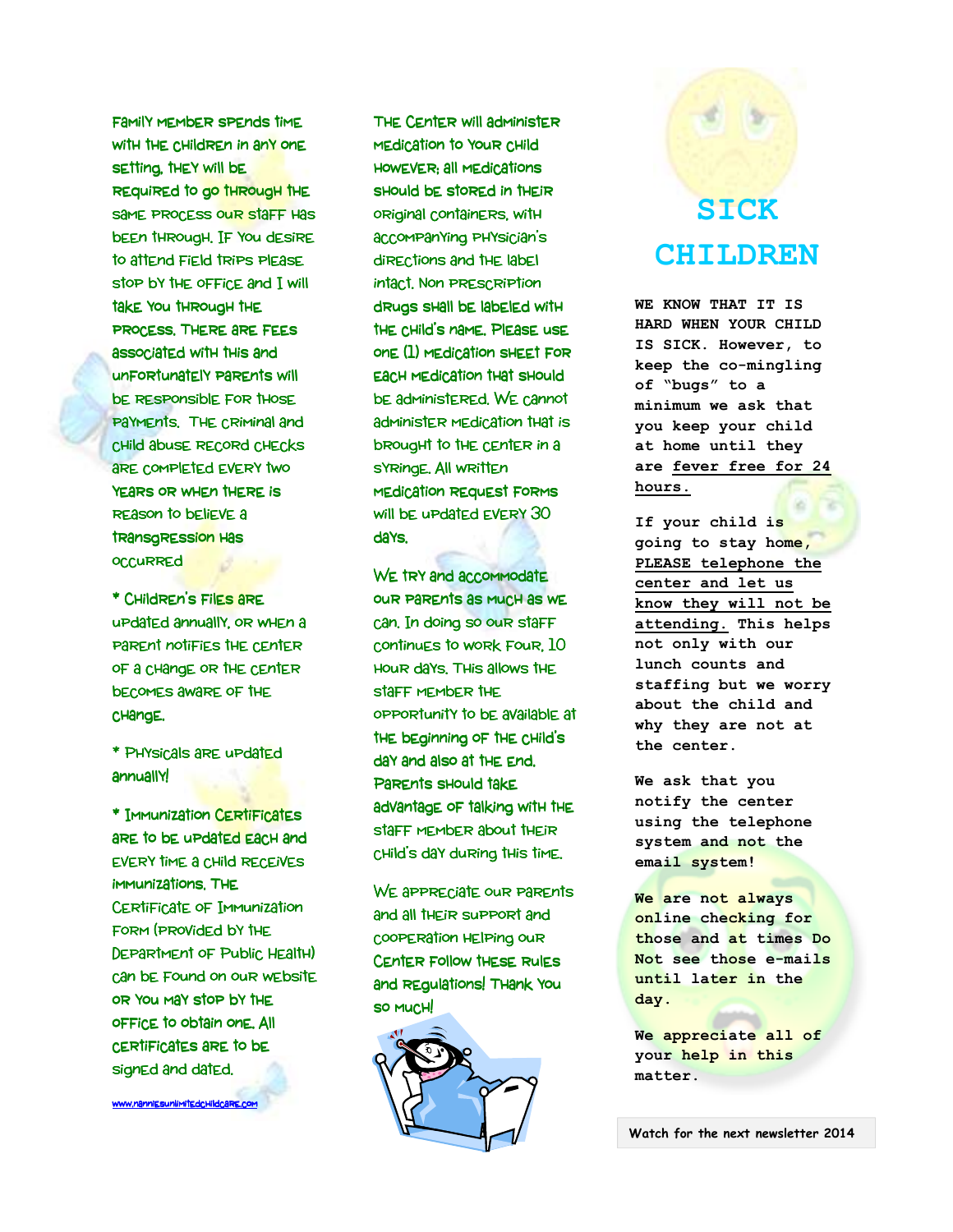Family member spends time with the children in any one setting, they will be required to go through the same process our staff has been through. If you desire to attend field trips please stop by the office and I will take you through the process. There are fees associated with this and unfortunately parents will be responsible for those payments. The criminal and child abuse record checks are completed every two years or when there is reason to believe a transgression has occurred

* Children's files are updated annually, or when a parent notifies the center of a change or the center becomes aware of the change.

* Physicals are updated annually!

* Immunization Certificates are to be updated each and every time a child receives immunizations. The Certificate of Immunization Form (provided by the Department of Public Health) can be found on our website or you may stop by the office to obtain one. All certificates are to be signed and dated.

www.nanniesunlimitedchildcare.com

The Center will administer medication to your child however; all medications should be stored in their original containers, with accompanying physician's directions and the label intact. Non prescription drugs shall be labeled with the child's name. Please use one (1) medication sheet for each medication that should be administered. We cannot administer medication that is brought to the center in a syringe. All written medication request forms will be updated every 30 days.

We try and accommodate our parents as much as we can. In doing so our staff continues to work four, 10 hour days. This allows the staff member the opportunity to be available at the beginning of the child's day and also at the end. Parents should take advantage of talking with the staff member about their child's day during this time.

We appreciate our parents and all their support and cooperation helping our Center follow these rules and regulations! Thank you so much!

# SICK CHILDREN

**WE KNOW THAT IT IS HARD WHEN YOUR CHILD IS SICK.** However, to keep the co-mingling of "bugs" to a minimum we ask that you keep your child at home until they are <u>fever free for 24 hours.</u>

If your child is going to stay home, <u>PLEASE telephone the center and let us know they will not be attending.</u> This helps not only with our lunch counts and staffing but we worry about the child and why they are not at the center.

We ask that you notify the center using the telephone system and not the email system!

We are not always online checking for those and at times Do Not see those e-mails until later in the day.

We appreciate all of your help in this matter.

Watch for the next newsletter 2014